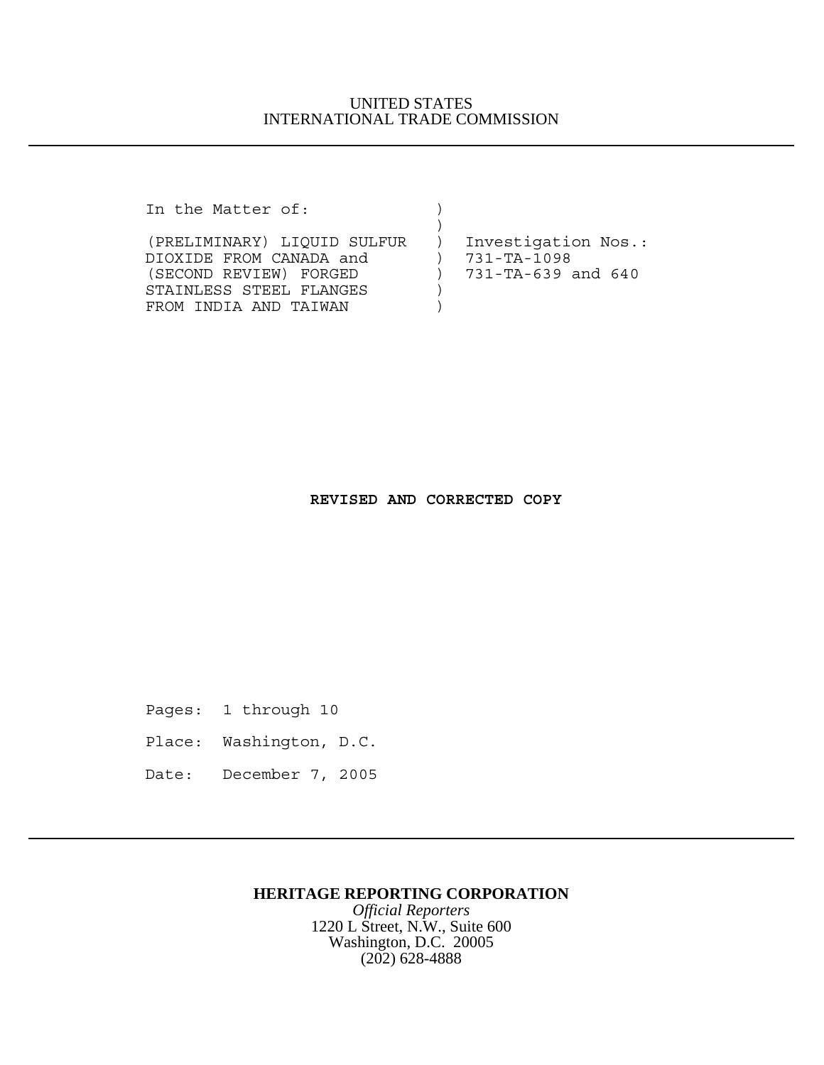UNITED STATES
INTERNATIONAL TRADE COMMISSION

---

```
In the Matter of:             )
                              )
(PRELIMINARY) LIQUID SULFUR   )  Investigation Nos.:
DIOXIDE FROM CANADA and       )  731-TA-1098
(SECOND REVIEW) FORGED        )  731-TA-639 and 640
STAINLESS STEEL FLANGES       )
FROM INDIA AND TAIWAN         )
```

**REVISED AND CORRECTED COPY**

Pages: 1 through 10

Place: Washington, D.C.

Date: December 7, 2005

---

**HERITAGE REPORTING CORPORATION**
*Official Reporters*
1220 L Street, N.W., Suite 600
Washington, D.C. 20005
(202) 628-4888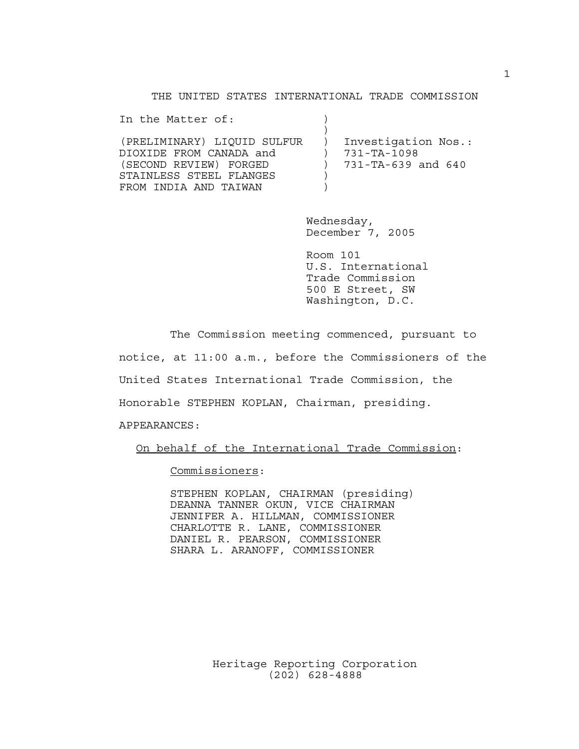THE UNITED STATES INTERNATIONAL TRADE COMMISSION

```
In the Matter of:              )
                               )
(PRELIMINARY) LIQUID SULFUR    )  Investigation Nos.:
DIOXIDE FROM CANADA and        )  731-TA-1098
(SECOND REVIEW) FORGED         )  731-TA-639 and 640
STAINLESS STEEL FLANGES        )
FROM INDIA AND TAIWAN          )
```

Wednesday,
December 7, 2005

Room 101
U.S. International
Trade Commission
500 E Street, SW
Washington, D.C.

The Commission meeting commenced, pursuant to notice, at 11:00 a.m., before the Commissioners of the United States International Trade Commission, the Honorable STEPHEN KOPLAN, Chairman, presiding.

APPEARANCES:

On behalf of the International Trade Commission:

Commissioners:

STEPHEN KOPLAN, CHAIRMAN (presiding)
DEANNA TANNER OKUN, VICE CHAIRMAN
JENNIFER A. HILLMAN, COMMISSIONER
CHARLOTTE R. LANE, COMMISSIONER
DANIEL R. PEARSON, COMMISSIONER
SHARA L. ARANOFF, COMMISSIONER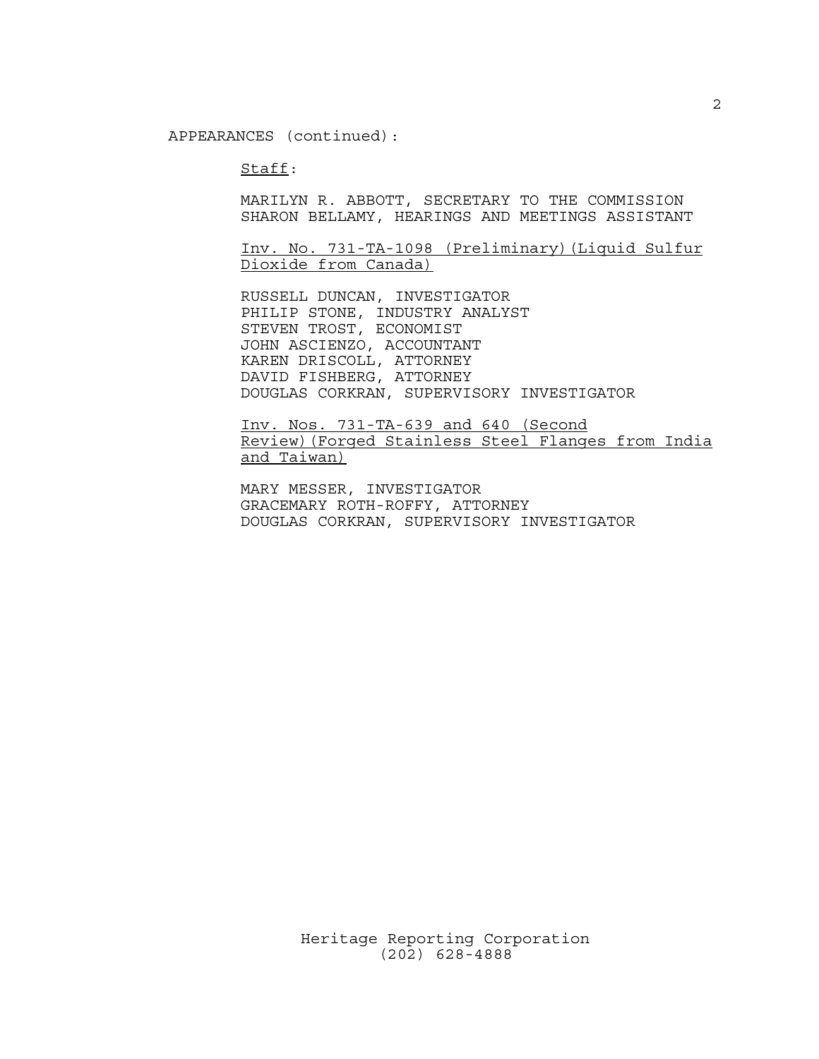APPEARANCES (continued):

<u>Staff</u>:

MARILYN R. ABBOTT, SECRETARY TO THE COMMISSION
SHARON BELLAMY, HEARINGS AND MEETINGS ASSISTANT

<u>Inv. No. 731-TA-1098 (Preliminary)(Liquid Sulfur Dioxide from Canada)</u>

RUSSELL DUNCAN, INVESTIGATOR
PHILIP STONE, INDUSTRY ANALYST
STEVEN TROST, ECONOMIST
JOHN ASCIENZO, ACCOUNTANT
KAREN DRISCOLL, ATTORNEY
DAVID FISHBERG, ATTORNEY
DOUGLAS CORKRAN, SUPERVISORY INVESTIGATOR

<u>Inv. Nos. 731-TA-639 and 640 (Second Review)(Forged Stainless Steel Flanges from India and Taiwan)</u>

MARY MESSER, INVESTIGATOR
GRACEMARY ROTH-ROFFY, ATTORNEY
DOUGLAS CORKRAN, SUPERVISORY INVESTIGATOR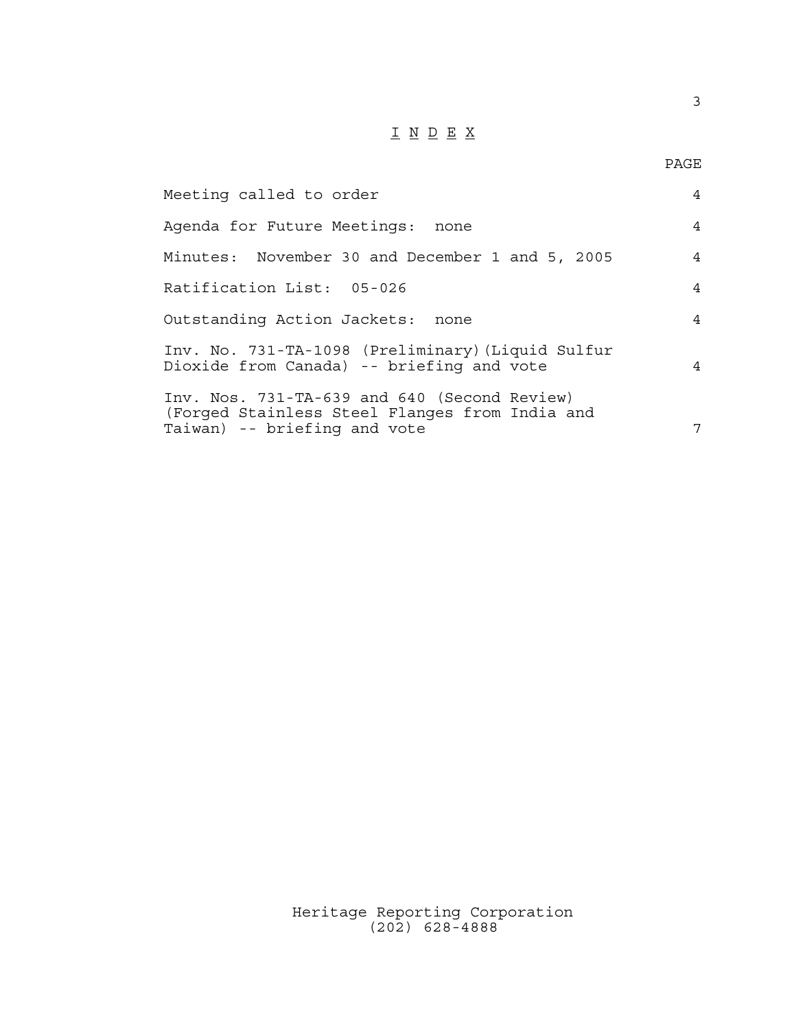# I N D E X

| | PAGE |
|---|---|
| Meeting called to order | 4 |
| Agenda for Future Meetings: none | 4 |
| Minutes: November 30 and December 1 and 5, 2005 | 4 |
| Ratification List: 05-026 | 4 |
| Outstanding Action Jackets: none | 4 |
| Inv. No. 731-TA-1098 (Preliminary)(Liquid Sulfur Dioxide from Canada) -- briefing and vote | 4 |
| Inv. Nos. 731-TA-639 and 640 (Second Review) (Forged Stainless Steel Flanges from India and Taiwan) -- briefing and vote | 7 |

Heritage Reporting Corporation
(202) 628-4888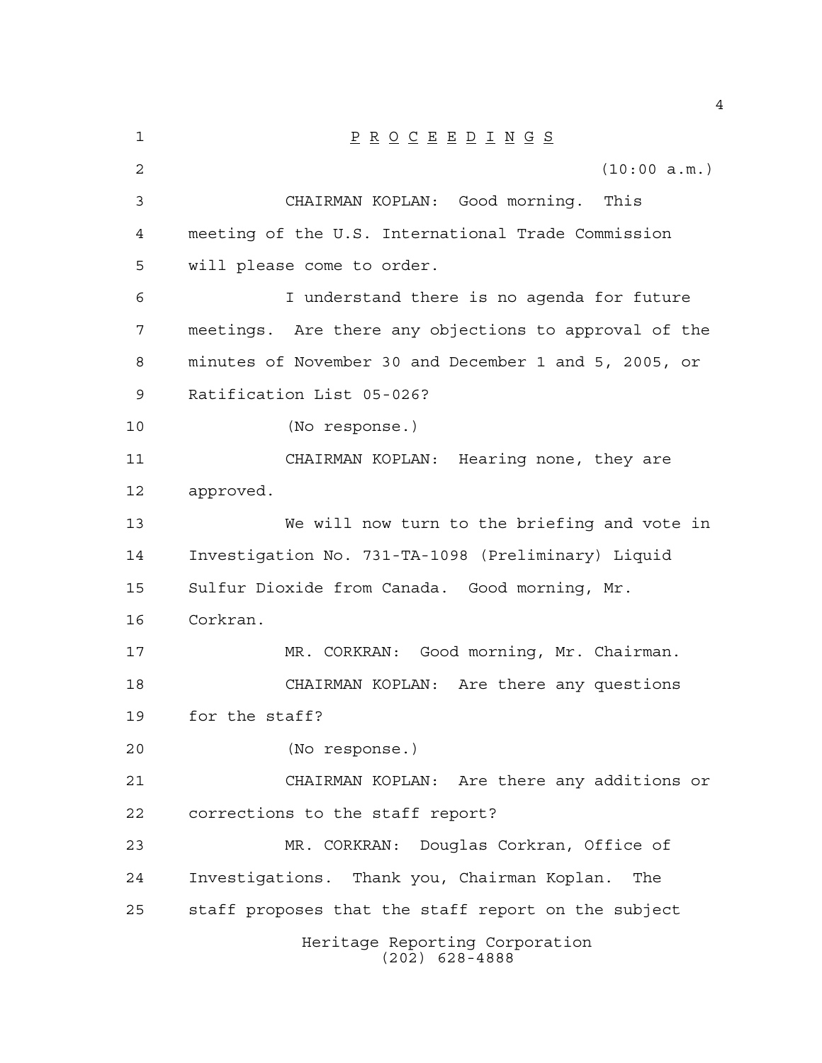P R O C E E D I N G S

(10:00 a.m.)

CHAIRMAN KOPLAN: Good morning. This meeting of the U.S. International Trade Commission will please come to order.

I understand there is no agenda for future meetings. Are there any objections to approval of the minutes of November 30 and December 1 and 5, 2005, or Ratification List 05-026?

(No response.)

CHAIRMAN KOPLAN: Hearing none, they are approved.

We will now turn to the briefing and vote in Investigation No. 731-TA-1098 (Preliminary) Liquid Sulfur Dioxide from Canada. Good morning, Mr. Corkran.

MR. CORKRAN: Good morning, Mr. Chairman.

CHAIRMAN KOPLAN: Are there any questions for the staff?

(No response.)

CHAIRMAN KOPLAN: Are there any additions or corrections to the staff report?

MR. CORKRAN: Douglas Corkran, Office of Investigations. Thank you, Chairman Koplan. The staff proposes that the staff report on the subject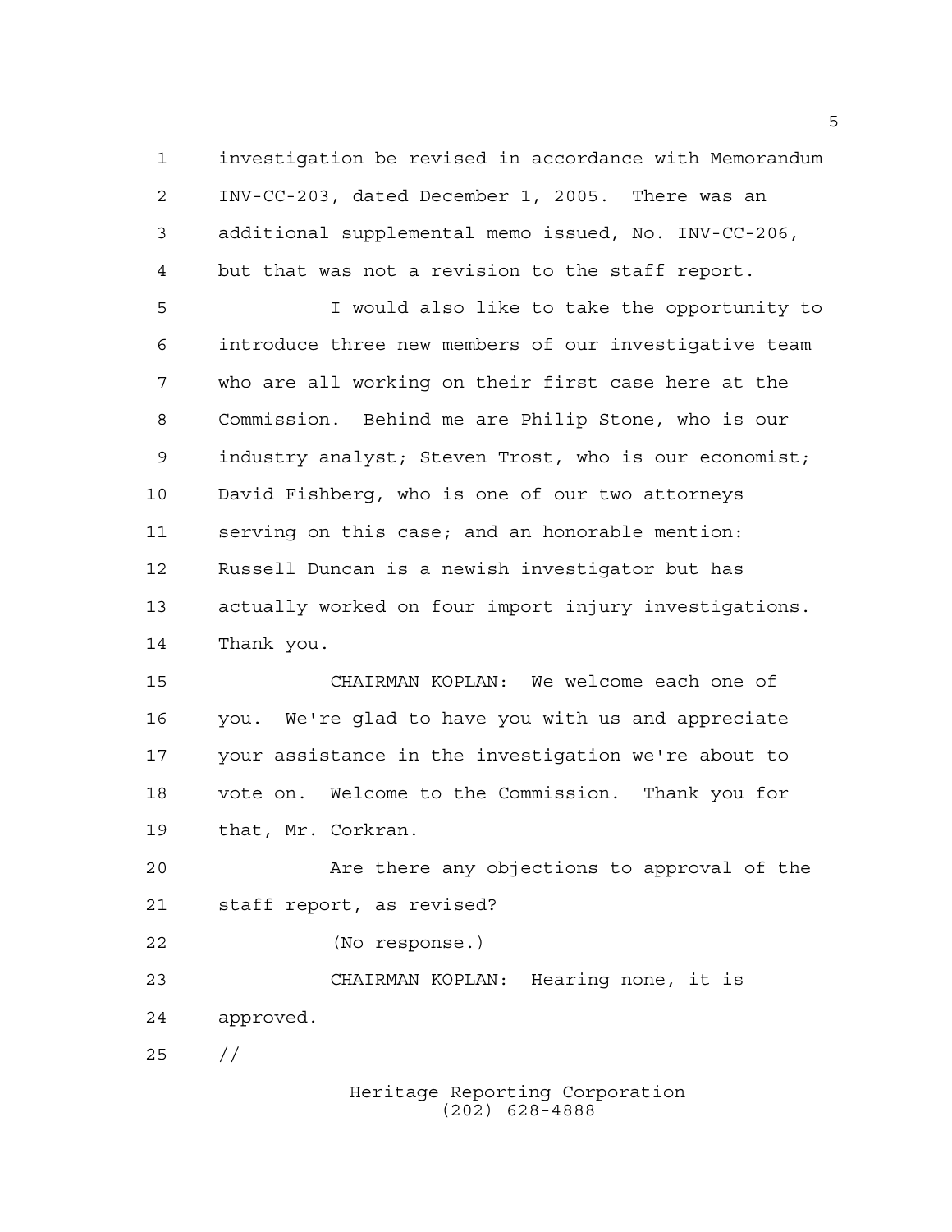investigation be revised in accordance with Memorandum INV-CC-203, dated December 1, 2005. There was an additional supplemental memo issued, No. INV-CC-206, but that was not a revision to the staff report.

I would also like to take the opportunity to introduce three new members of our investigative team who are all working on their first case here at the Commission. Behind me are Philip Stone, who is our industry analyst; Steven Trost, who is our economist; David Fishberg, who is one of our two attorneys serving on this case; and an honorable mention: Russell Duncan is a newish investigator but has actually worked on four import injury investigations. Thank you.

CHAIRMAN KOPLAN: We welcome each one of you. We're glad to have you with us and appreciate your assistance in the investigation we're about to vote on. Welcome to the Commission. Thank you for that, Mr. Corkran.

Are there any objections to approval of the staff report, as revised?

(No response.)

CHAIRMAN KOPLAN: Hearing none, it is approved.

//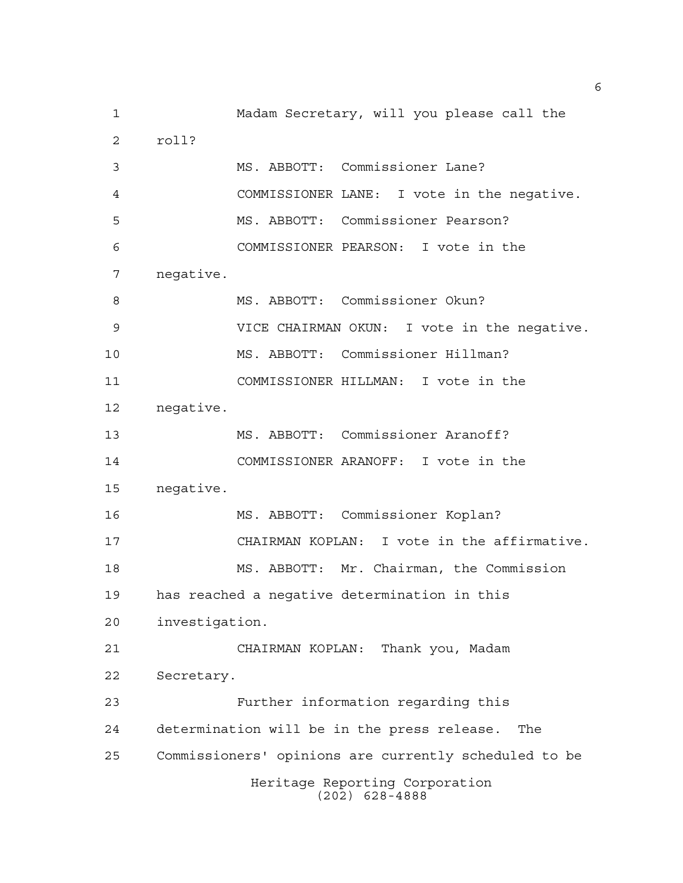Madam Secretary, will you please call the roll?

MS. ABBOTT: Commissioner Lane?

COMMISSIONER LANE: I vote in the negative.

MS. ABBOTT: Commissioner Pearson?

COMMISSIONER PEARSON: I vote in the negative.

MS. ABBOTT: Commissioner Okun?

VICE CHAIRMAN OKUN: I vote in the negative.

MS. ABBOTT: Commissioner Hillman?

COMMISSIONER HILLMAN: I vote in the negative.

MS. ABBOTT: Commissioner Aranoff?

COMMISSIONER ARANOFF: I vote in the negative.

MS. ABBOTT: Commissioner Koplan?

CHAIRMAN KOPLAN: I vote in the affirmative.

MS. ABBOTT: Mr. Chairman, the Commission has reached a negative determination in this investigation.

CHAIRMAN KOPLAN: Thank you, Madam Secretary.

Further information regarding this determination will be in the press release. The Commissioners' opinions are currently scheduled to be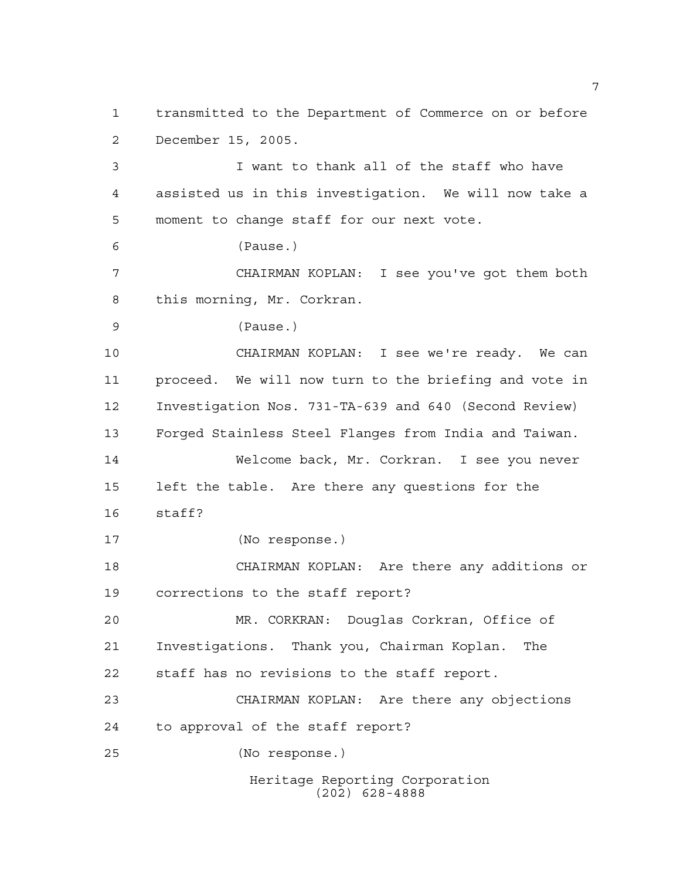transmitted to the Department of Commerce on or before December 15, 2005.

I want to thank all of the staff who have assisted us in this investigation. We will now take a moment to change staff for our next vote.

(Pause.)

CHAIRMAN KOPLAN: I see you've got them both this morning, Mr. Corkran.

(Pause.)

CHAIRMAN KOPLAN: I see we're ready. We can proceed. We will now turn to the briefing and vote in Investigation Nos. 731-TA-639 and 640 (Second Review) Forged Stainless Steel Flanges from India and Taiwan.

Welcome back, Mr. Corkran. I see you never left the table. Are there any questions for the staff?

(No response.)

CHAIRMAN KOPLAN: Are there any additions or corrections to the staff report?

MR. CORKRAN: Douglas Corkran, Office of Investigations. Thank you, Chairman Koplan. The staff has no revisions to the staff report.

CHAIRMAN KOPLAN: Are there any objections to approval of the staff report?

(No response.)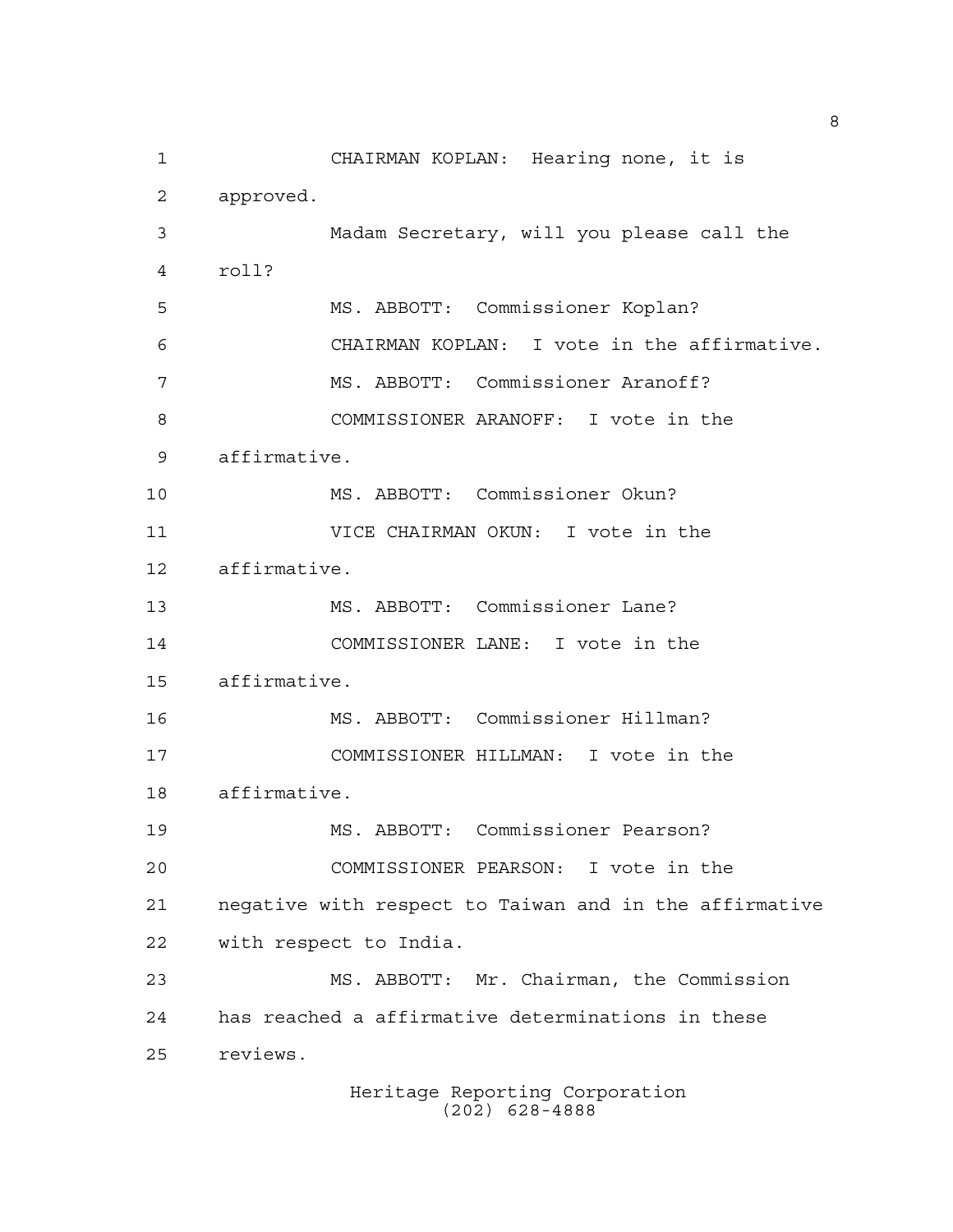CHAIRMAN KOPLAN: Hearing none, it is approved.

Madam Secretary, will you please call the roll?

MS. ABBOTT: Commissioner Koplan?

CHAIRMAN KOPLAN: I vote in the affirmative.

MS. ABBOTT: Commissioner Aranoff?

COMMISSIONER ARANOFF: I vote in the affirmative.

MS. ABBOTT: Commissioner Okun?

VICE CHAIRMAN OKUN: I vote in the affirmative.

MS. ABBOTT: Commissioner Lane?

COMMISSIONER LANE: I vote in the affirmative.

MS. ABBOTT: Commissioner Hillman?

COMMISSIONER HILLMAN: I vote in the affirmative.

MS. ABBOTT: Commissioner Pearson?

COMMISSIONER PEARSON: I vote in the negative with respect to Taiwan and in the affirmative with respect to India.

MS. ABBOTT: Mr. Chairman, the Commission has reached a affirmative determinations in these reviews.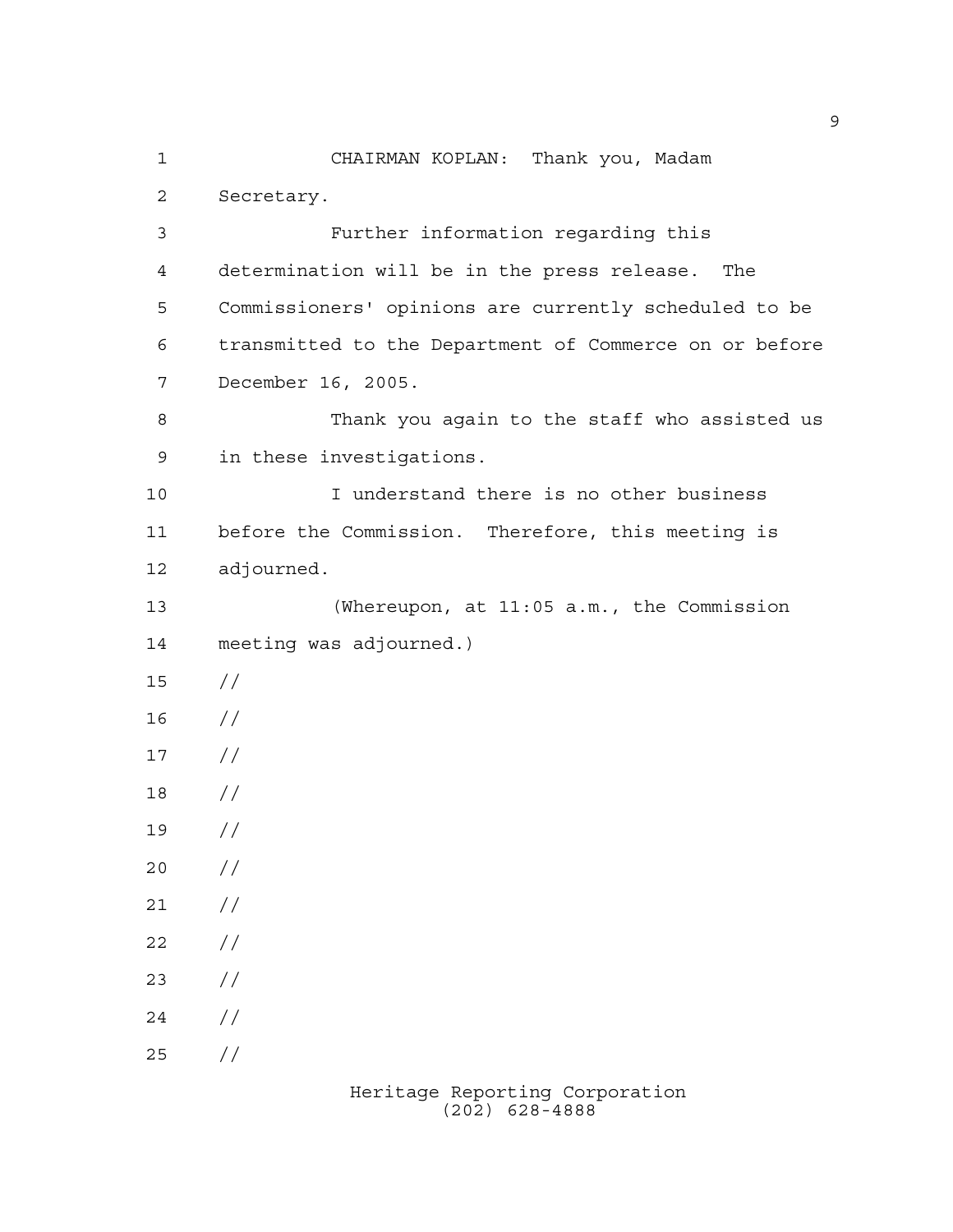CHAIRMAN KOPLAN: Thank you, Madam Secretary.

Further information regarding this determination will be in the press release. The Commissioners' opinions are currently scheduled to be transmitted to the Department of Commerce on or before December 16, 2005.

Thank you again to the staff who assisted us in these investigations.

I understand there is no other business before the Commission. Therefore, this meeting is adjourned.

(Whereupon, at 11:05 a.m., the Commission meeting was adjourned.)

//

//

//

//

//

//

//

//

//

//

//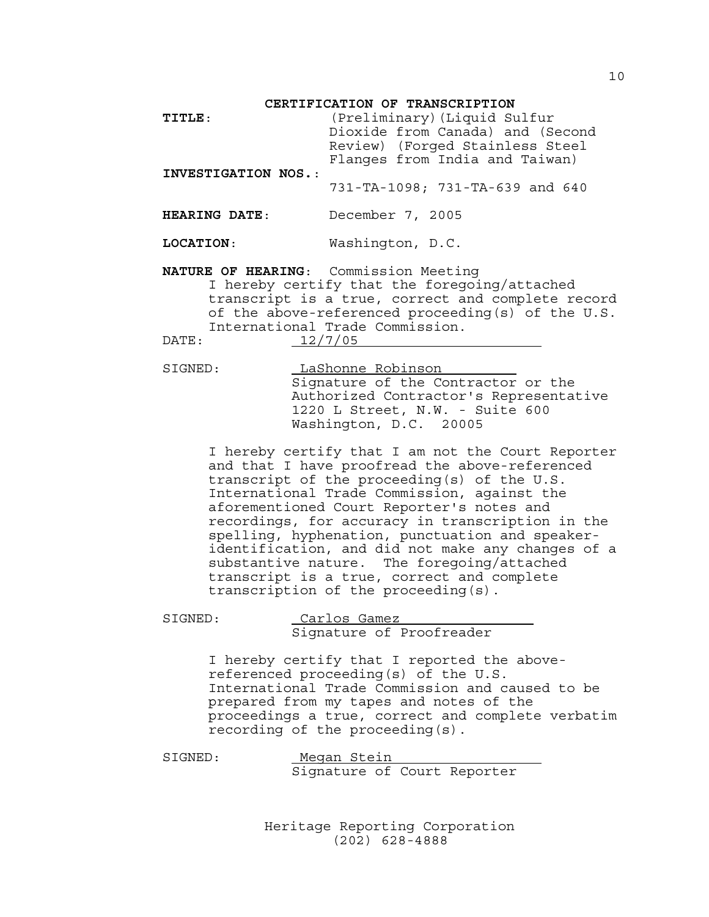**CERTIFICATION OF TRANSCRIPTION**

**TITLE**: (Preliminary)(Liquid Sulfur Dioxide from Canada) and (Second Review) (Forged Stainless Steel Flanges from India and Taiwan)

**INVESTIGATION NOS.**: 731-TA-1098; 731-TA-639 and 640

**HEARING DATE**: December 7, 2005

**LOCATION**: Washington, D.C.

**NATURE OF HEARING**: Commission Meeting

I hereby certify that the foregoing/attached transcript is a true, correct and complete record of the above-referenced proceeding(s) of the U.S. International Trade Commission.

DATE: 12/7/05

SIGNED: LaShonne Robinson
Signature of the Contractor or the Authorized Contractor's Representative
1220 L Street, N.W. - Suite 600
Washington, D.C. 20005

I hereby certify that I am not the Court Reporter and that I have proofread the above-referenced transcript of the proceeding(s) of the U.S. International Trade Commission, against the aforementioned Court Reporter's notes and recordings, for accuracy in transcription in the spelling, hyphenation, punctuation and speaker-identification, and did not make any changes of a substantive nature. The foregoing/attached transcript is a true, correct and complete transcription of the proceeding(s).

SIGNED: Carlos Gamez
Signature of Proofreader

I hereby certify that I reported the above-referenced proceeding(s) of the U.S. International Trade Commission and caused to be prepared from my tapes and notes of the proceedings a true, correct and complete verbatim recording of the proceeding(s).

SIGNED: Megan Stein
Signature of Court Reporter